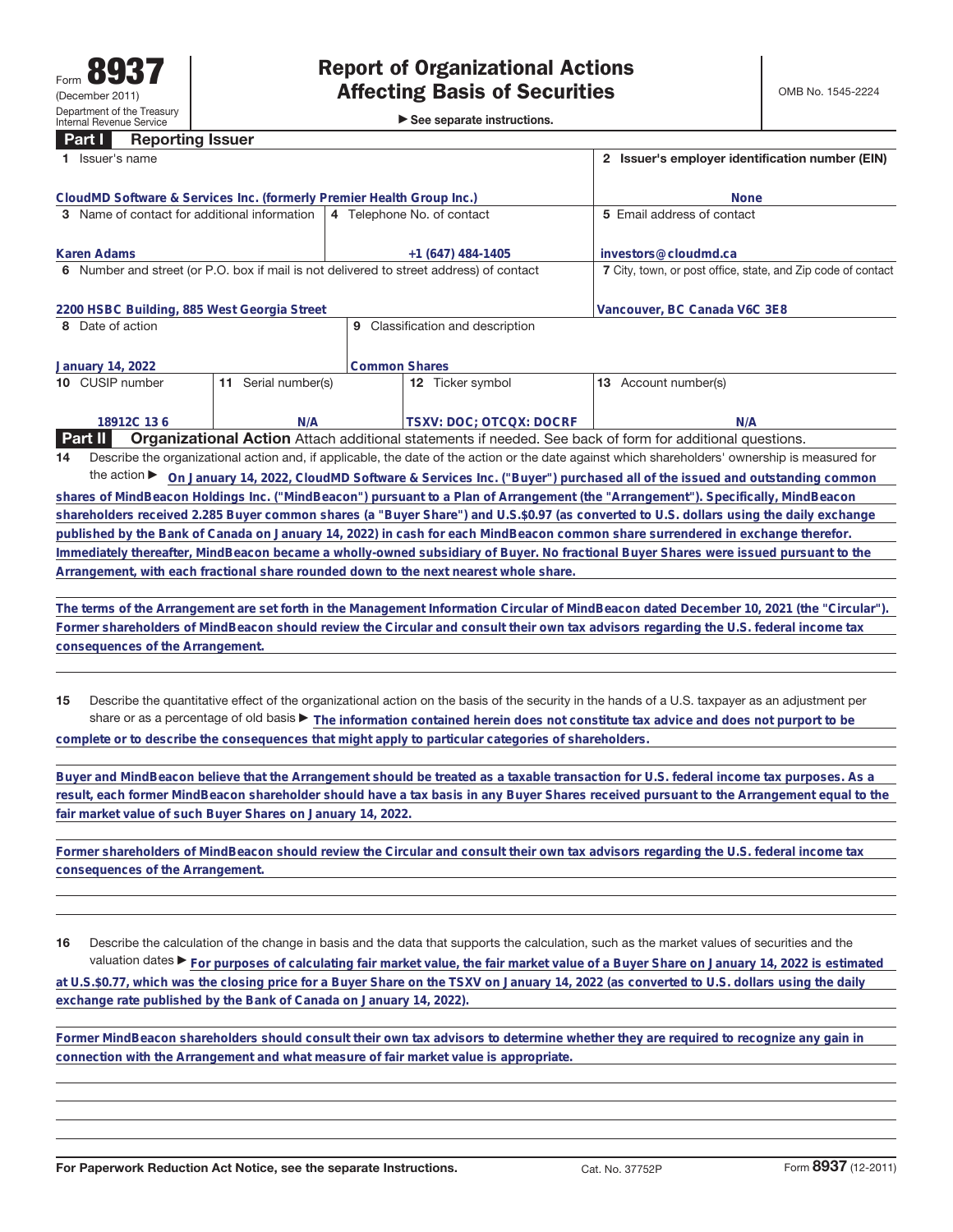Form **8937**
(December 2011)
Department of the Treasury
Internal Revenue Service

# Report of Organizational Actions Affecting Basis of Securities

► See separate instructions.

OMB No. 1545-2224

## Part I Reporting Issuer

| 1 Issuer's name | | | 2 Issuer's employer identification number (EIN) |
|---|---|---|---|
| CloudMD Software & Services Inc. (formerly Premier Health Group Inc.) | | | None |
| 3 Name of contact for additional information | 4 Telephone No. of contact | | 5 Email address of contact |
| Karen Adams | +1 (647) 484-1405 | | investors@cloudmd.ca |
| 6 Number and street (or P.O. box if mail is not delivered to street address) of contact | | | 7 City, town, or post office, state, and Zip code of contact |
| 2200 HSBC Building, 885 West Georgia Street | | | Vancouver, BC Canada V6C 3E8 |
| 8 Date of action | 9 Classification and description | | |
| January 14, 2022 | Common Shares | | |
| 10 CUSIP number | 11 Serial number(s) | 12 Ticker symbol | 13 Account number(s) |
| 18912C 13 6 | N/A | TSXV: DOC; OTCQX: DOCRF | N/A |

## Part II Organizational Action

Attach additional statements if needed. See back of form for additional questions.

**14** Describe the organizational action and, if applicable, the date of the action or the date against which shareholders' ownership is measured for the action ► On January 14, 2022, CloudMD Software & Services Inc. ("Buyer") purchased all of the issued and outstanding common shares of MindBeacon Holdings Inc. ("MindBeacon") pursuant to a Plan of Arrangement (the "Arrangement"). Specifically, MindBeacon shareholders received 2.285 Buyer common shares (a "Buyer Share") and U.S.$0.97 (as converted to U.S. dollars using the daily exchange published by the Bank of Canada on January 14, 2022) in cash for each MindBeacon common share surrendered in exchange therefor. Immediately thereafter, MindBeacon became a wholly-owned subsidiary of Buyer. No fractional Buyer Shares were issued pursuant to the Arrangement, with each fractional share rounded down to the next nearest whole share.

The terms of the Arrangement are set forth in the Management Information Circular of MindBeacon dated December 10, 2021 (the "Circular"). Former shareholders of MindBeacon should review the Circular and consult their own tax advisors regarding the U.S. federal income tax consequences of the Arrangement.

**15** Describe the quantitative effect of the organizational action on the basis of the security in the hands of a U.S. taxpayer as an adjustment per share or as a percentage of old basis ► The information contained herein does not constitute tax advice and does not purport to be complete or to describe the consequences that might apply to particular categories of shareholders.

Buyer and MindBeacon believe that the Arrangement should be treated as a taxable transaction for U.S. federal income tax purposes. As a result, each former MindBeacon shareholder should have a tax basis in any Buyer Shares received pursuant to the Arrangement equal to the fair market value of such Buyer Shares on January 14, 2022.

Former shareholders of MindBeacon should review the Circular and consult their own tax advisors regarding the U.S. federal income tax consequences of the Arrangement.

**16** Describe the calculation of the change in basis and the data that supports the calculation, such as the market values of securities and the valuation dates ► For purposes of calculating fair market value, the fair market value of a Buyer Share on January 14, 2022 is estimated at U.S.$0.77, which was the closing price for a Buyer Share on the TSXV on January 14, 2022 (as converted to U.S. dollars using the daily exchange rate published by the Bank of Canada on January 14, 2022).

Former MindBeacon shareholders should consult their own tax advisors to determine whether they are required to recognize any gain in connection with the Arrangement and what measure of fair market value is appropriate.

For Paperwork Reduction Act Notice, see the separate Instructions. Cat. No. 37752P Form **8937** (12-2011)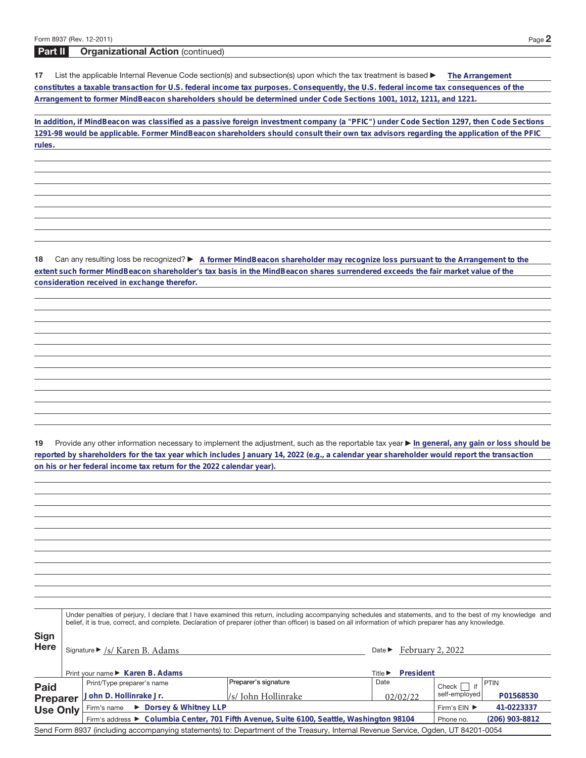## Part II Organizational Action (continued)

**17** List the applicable Internal Revenue Code section(s) and subsection(s) upon which the tax treatment is based ► **The Arrangement constitutes a taxable transaction for U.S. federal income tax purposes. Consequently, the U.S. federal income tax consequences of the Arrangement to former MindBeacon shareholders should be determined under Code Sections 1001, 1012, 1211, and 1221.**

**In addition, if MindBeacon was classified as a passive foreign investment company (a "PFIC") under Code Section 1297, then Code Sections 1291-98 would be applicable. Former MindBeacon shareholders should consult their own tax advisors regarding the application of the PFIC rules.**

**18** Can any resulting loss be recognized? ► **A former MindBeacon shareholder may recognize loss pursuant to the Arrangement to the extent such former MindBeacon shareholder's tax basis in the MindBeacon shares surrendered exceeds the fair market value of the consideration received in exchange therefor.**

**19** Provide any other information necessary to implement the adjustment, such as the reportable tax year ► **In general, any gain or loss should be reported by shareholders for the tax year which includes January 14, 2022 (e.g., a calendar year shareholder would report the transaction on his or her federal income tax return for the 2022 calendar year).**

**Sign Here**

Under penalties of perjury, I declare that I have examined this return, including accompanying schedules and statements, and to the best of my knowledge and belief, it is true, correct, and complete. Declaration of preparer (other than officer) is based on all information of which preparer has any knowledge.

Signature ► /s/ Karen B. Adams    Date ► February 2, 2022

Print your name ► **Karen B. Adams**    Title ► **President**

**Paid Preparer Use Only**

| Print/Type preparer's name | Preparer's signature | Date | Check ☐ if self-employed | PTIN |
|---|---|---|---|---|
| **John D. Hollinrake Jr.** | /s/ John Hollinrake | 02/02/22 | | **P01568530** |
| Firm's name ► **Dorsey & Whitney LLP** | | | Firm's EIN ► | **41-0223337** |
| Firm's address ► **Columbia Center, 701 Fifth Avenue, Suite 6100, Seattle, Washington 98104** | | | Phone no. | **(206) 903-8812** |

Send Form 8937 (including accompanying statements) to: Department of the Treasury, Internal Revenue Service, Ogden, UT 84201-0054